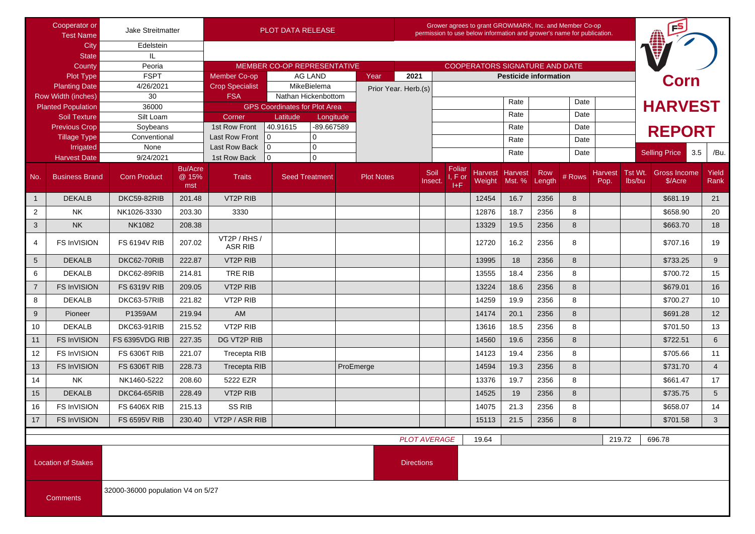# Corn HARVEST REPORT

| Field | Value |
|---|---|
| Cooperator or Test Name | Jake Streitmatter |
| City | Edelstein |
| State | IL |
| County | Peoria |
| Plot Type | FSPT |
| Planting Date | 4/26/2021 |
| Row Width (inches) | 30 |
| Planted Population | 36000 |
| Soil Texture | Silt Loam |
| Previous Crop | Soybeans |
| Tillage Type | Conventional |
| Irrigated | None |
| Harvest Date | 9/24/2021 |

PLOT DATA RELEASE

Grower agrees to grant GROWMARK, Inc. and Member Co-op permission to use below information and grower's name for publication.

MEMBER CO-OP REPRESENTATIVE

| Field | Value |
|---|---|
| Member Co-op | AG LAND |
| Crop Specialist | MikeBielema |
| FSA | Nathan Hickenbottom |
| Year | 2021 |
| Prior Year. Herb.(s) | |

GPS Coordinates for Plot Area

| Corner | Latitude | Longitude |
|---|---|---|
| 1st Row Front | 40.91615 | -89.667589 |
| Last Row Front | 0 | 0 |
| Last Row Back | 0 | 0 |
| 1st Row Back | 0 | 0 |

COOPERATORS SIGNATURE AND DATE

Pesticide information

| | Rate | | Date |
|---|---|---|---|
| | Rate | | Date |
| | Rate | | Date |
| | Rate | | Date |
| | Rate | | Date |
| | Rate | | Date |

Selling Price 3.5 /Bu.

| No. | Business Brand | Corn Product | Bu/Acre @ 15% mst | Traits | Seed Treatment | Plot Notes | Soil Insect. | Foliar I, F or I+F | Harvest Weight | Harvest Mst. % | Row Length | # Rows | Harvest Pop. | Tst Wt. lbs/bu | Gross Income $/Acre | Yield Rank |
|---|---|---|---|---|---|---|---|---|---|---|---|---|---|---|---|---|
| 1 | DEKALB | DKC59-82RIB | 201.48 | VT2P RIB | | | | | 12454 | 16.7 | 2356 | 8 | | | $681.19 | 21 |
| 2 | NK | NK1026-3330 | 203.30 | 3330 | | | | | 12876 | 18.7 | 2356 | 8 | | | $658.90 | 20 |
| 3 | NK | NK1082 | 208.38 | | | | | | 13329 | 19.5 | 2356 | 8 | | | $663.70 | 18 |
| 4 | FS InVISION | FS 6194V RIB | 207.02 | VT2P / RHS / ASR RIB | | | | | 12720 | 16.2 | 2356 | 8 | | | $707.16 | 19 |
| 5 | DEKALB | DKC62-70RIB | 222.87 | VT2P RIB | | | | | 13995 | 18 | 2356 | 8 | | | $733.25 | 9 |
| 6 | DEKALB | DKC62-89RIB | 214.81 | TRE RIB | | | | | 13555 | 18.4 | 2356 | 8 | | | $700.72 | 15 |
| 7 | FS InVISION | FS 6319V RIB | 209.05 | VT2P RIB | | | | | 13224 | 18.6 | 2356 | 8 | | | $679.01 | 16 |
| 8 | DEKALB | DKC63-57RIB | 221.82 | VT2P RIB | | | | | 14259 | 19.9 | 2356 | 8 | | | $700.27 | 10 |
| 9 | Pioneer | P1359AM | 219.94 | AM | | | | | 14174 | 20.1 | 2356 | 8 | | | $691.28 | 12 |
| 10 | DEKALB | DKC63-91RIB | 215.52 | VT2P RIB | | | | | 13616 | 18.5 | 2356 | 8 | | | $701.50 | 13 |
| 11 | FS InVISION | FS 6395VDG RIB | 227.35 | DG VT2P RIB | | | | | 14560 | 19.6 | 2356 | 8 | | | $722.51 | 6 |
| 12 | FS InVISION | FS 6306T RIB | 221.07 | Trecepta RIB | | | | | 14123 | 19.4 | 2356 | 8 | | | $705.66 | 11 |
| 13 | FS InVISION | FS 6306T RIB | 228.73 | Trecepta RIB | | ProEmerge | | | 14594 | 19.3 | 2356 | 8 | | | $731.70 | 4 |
| 14 | NK | NK1460-5222 | 208.60 | 5222 EZR | | | | | 13376 | 19.7 | 2356 | 8 | | | $661.47 | 17 |
| 15 | DEKALB | DKC64-65RIB | 228.49 | VT2P RIB | | | | | 14525 | 19 | 2356 | 8 | | | $735.75 | 5 |
| 16 | FS InVISION | FS 6406X RIB | 215.13 | SS RIB | | | | | 14075 | 21.3 | 2356 | 8 | | | $658.07 | 14 |
| 17 | FS InVISION | FS 6595V RIB | 230.40 | VT2P / ASR RIB | | | | | 15113 | 21.5 | 2356 | 8 | | | $701.58 | 3 |

*PLOT AVERAGE* 19.64 219.72 696.78

Location of Stakes

Directions

Comments: 32000-36000 population V4 on 5/27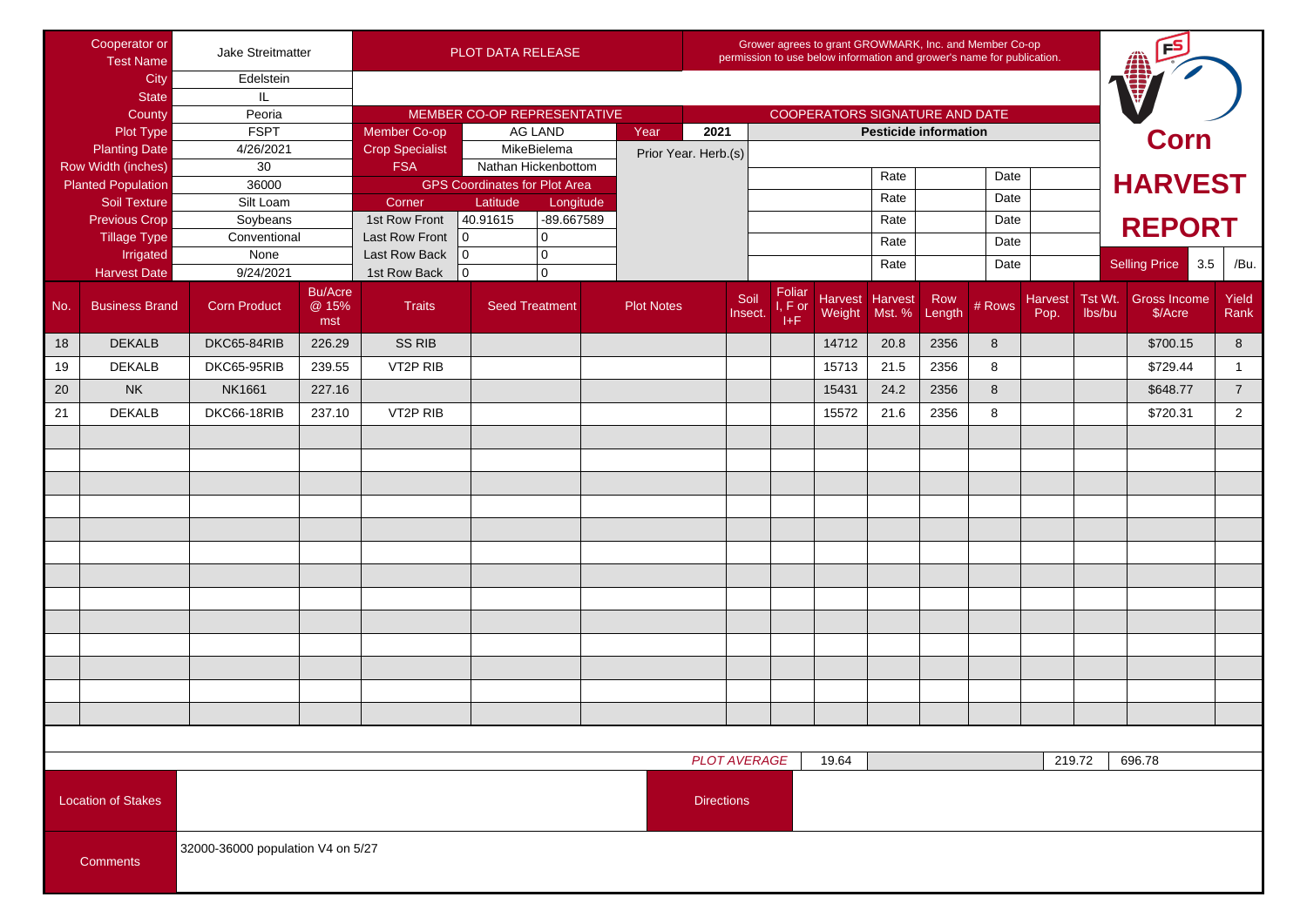# Corn HARVEST REPORT

| | |
|---|---|
| Cooperator or Test Name | Jake Streitmatter |
| City | Edelstein |
| State | IL |
| County | Peoria |
| Plot Type | FSPT |
| Planting Date | 4/26/2021 |
| Row Width (inches) | 30 |
| Planted Population | 36000 |
| Soil Texture | Silt Loam |
| Previous Crop | Soybeans |
| Tillage Type | Conventional |
| Irrigated | None |
| Harvest Date | 9/24/2021 |

PLOT DATA RELEASE

Grower agrees to grant GROWMARK, Inc. and Member Co-op permission to use below information and grower's name for publication.

MEMBER CO-OP REPRESENTATIVE

| | |
|---|---|
| Member Co-op | AG LAND |
| Crop Specialist | MikeBielema |
| FSA | Nathan Hickenbottom |

Year: 2021

Prior Year. Herb.(s):

COOPERATORS SIGNATURE AND DATE

Pesticide information

| | Rate | | Date | |
|---|---|---|---|---|
| | Rate | | Date | |
| | Rate | | Date | |
| | Rate | | Date | |
| | Rate | | Date | |
| | Rate | | Date | |

GPS Coordinates for Plot Area

| Corner | Latitude | Longitude |
|---|---|---|
| 1st Row Front | 40.91615 | -89.667589 |
| Last Row Front | 0 | 0 |
| Last Row Back | 0 | 0 |
| 1st Row Back | 0 | 0 |

Selling Price: 3.5 /Bu.

| No. | Business Brand | Corn Product | Bu/Acre @ 15% mst | Traits | Seed Treatment | Plot Notes | Soil Insect. | Foliar I, F or I+F | Harvest Weight | Harvest Mst. % | Row Length | # Rows | Harvest Pop. | Tst Wt. lbs/bu | Gross Income $/Acre | Yield Rank |
|---|---|---|---|---|---|---|---|---|---|---|---|---|---|---|---|---|
| 18 | DEKALB | DKC65-84RIB | 226.29 | SS RIB | | | | | 14712 | 20.8 | 2356 | 8 | | | $700.15 | 8 |
| 19 | DEKALB | DKC65-95RIB | 239.55 | VT2P RIB | | | | | 15713 | 21.5 | 2356 | 8 | | | $729.44 | 1 |
| 20 | NK | NK1661 | 227.16 | | | | | | 15431 | 24.2 | 2356 | 8 | | | $648.77 | 7 |
| 21 | DEKALB | DKC66-18RIB | 237.10 | VT2P RIB | | | | | 15572 | 21.6 | 2356 | 8 | | | $720.31 | 2 |

*PLOT AVERAGE*: 19.64 | 219.72 | 696.78

Location of Stakes:

Directions:

Comments: 32000-36000 population V4 on 5/27